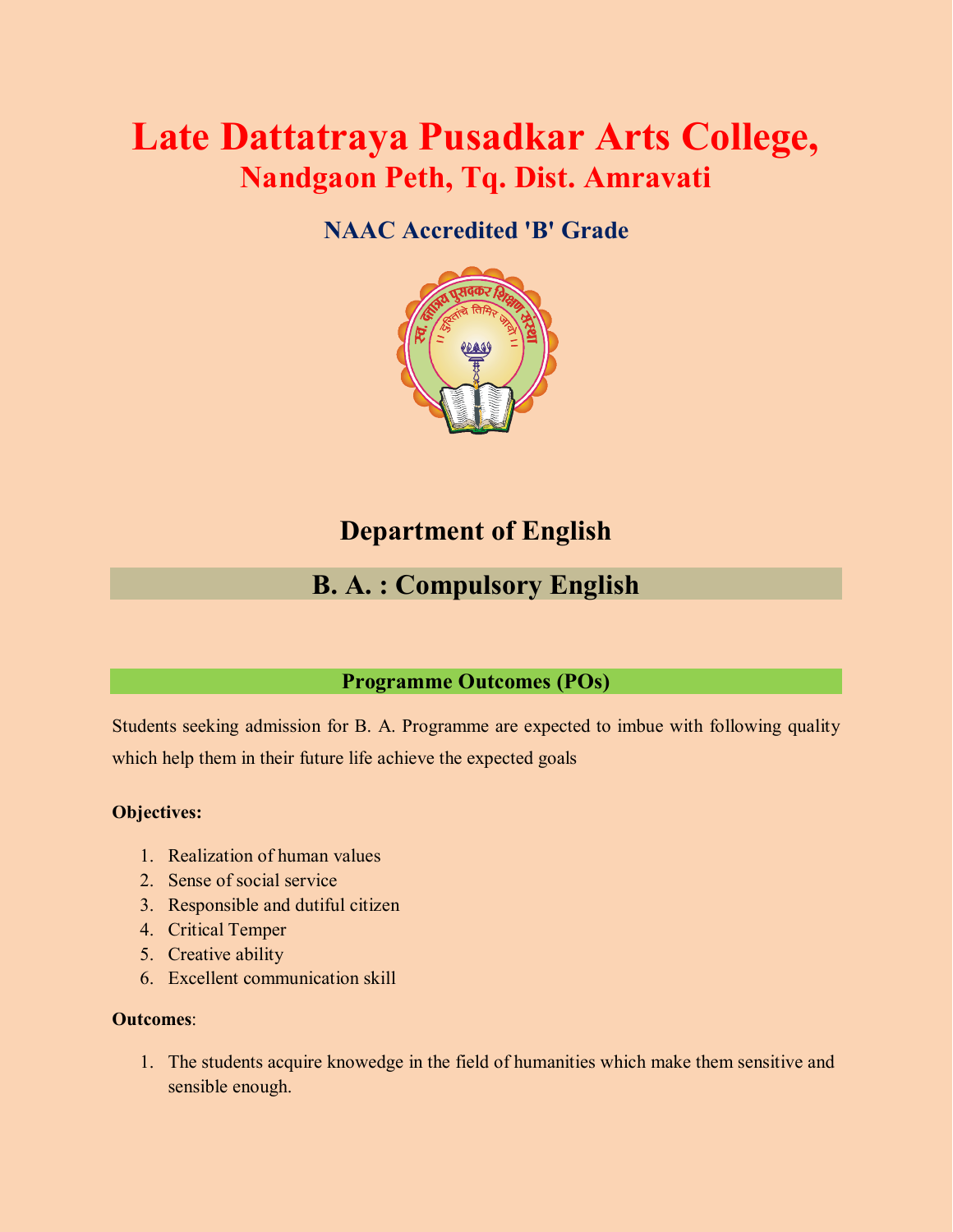# Late Dattatraya Pusadkar Arts College,

## Nandgaon Peth, Tq. Dist. Amravati

### NAAC Accredited 'B' Grade

## Department of English

## B. A. : Compulsory English

### Programme Outcomes (POs)

Students seeking admission for B. A. Programme are expected to imbue with following quality which help them in their future life achieve the expected goals

**Objectives:**

1. Realization of human values
2. Sense of social service
3. Responsible and dutiful citizen
4. Critical Temper
5. Creative ability
6. Excellent communication skill

**Outcomes**:

1. The students acquire knowedge in the field of humanities which make them sensitive and sensible enough.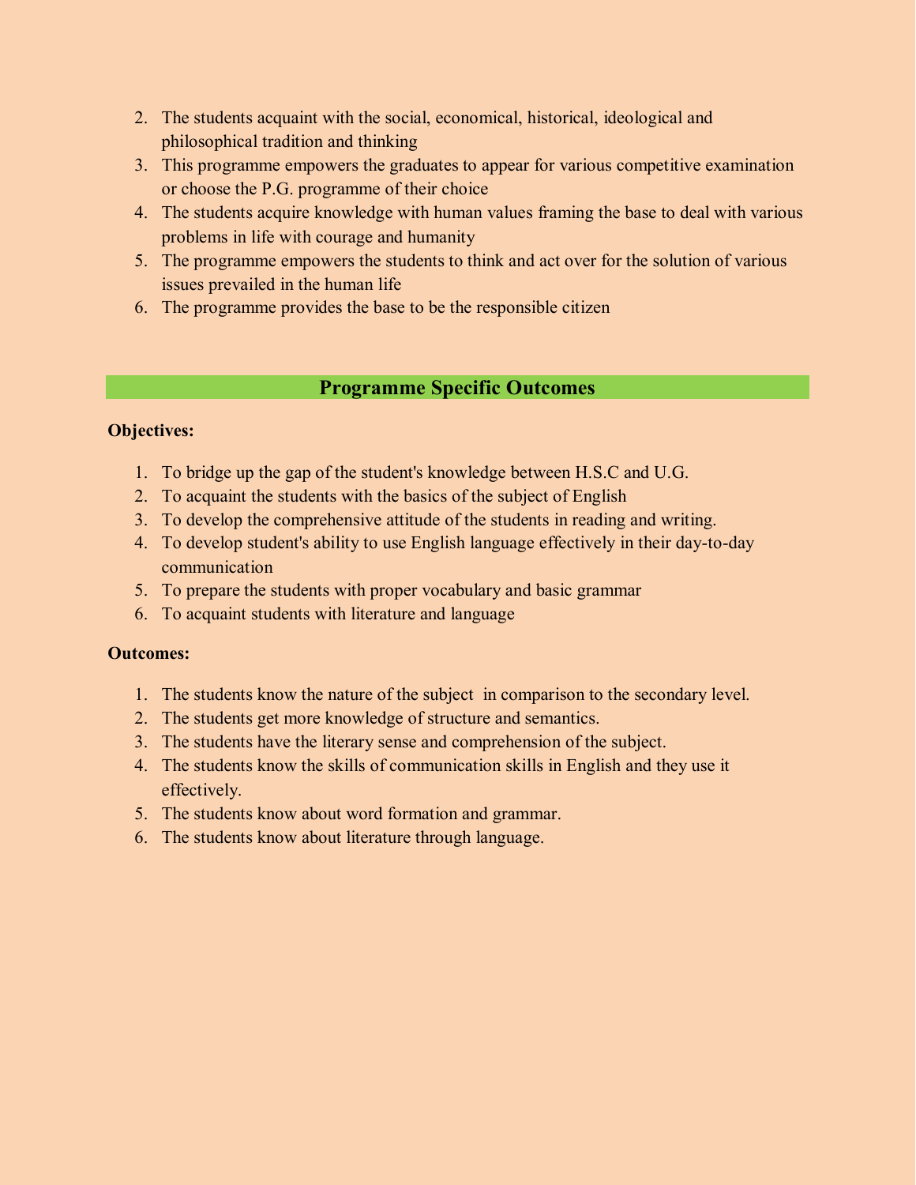2. The students acquaint with the social, economical, historical, ideological and philosophical tradition and thinking
3. This programme empowers the graduates to appear for various competitive examination or choose the P.G. programme of their choice
4. The students acquire knowledge with human values framing the base to deal with various problems in life with courage and humanity
5. The programme empowers the students to think and act over for the solution of various issues prevailed in the human life
6. The programme provides the base to be the responsible citizen

## Programme Specific Outcomes

**Objectives:**

1. To bridge up the gap of the student's knowledge between H.S.C and U.G.
2. To acquaint the students with the basics of the subject of English
3. To develop the comprehensive attitude of the students in reading and writing.
4. To develop student's ability to use English language effectively in their day-to-day communication
5. To prepare the students with proper vocabulary and basic grammar
6. To acquaint students with literature and language

**Outcomes:**

1. The students know the nature of the subject in comparison to the secondary level.
2. The students get more knowledge of structure and semantics.
3. The students have the literary sense and comprehension of the subject.
4. The students know the skills of communication skills in English and they use it effectively.
5. The students know about word formation and grammar.
6. The students know about literature through language.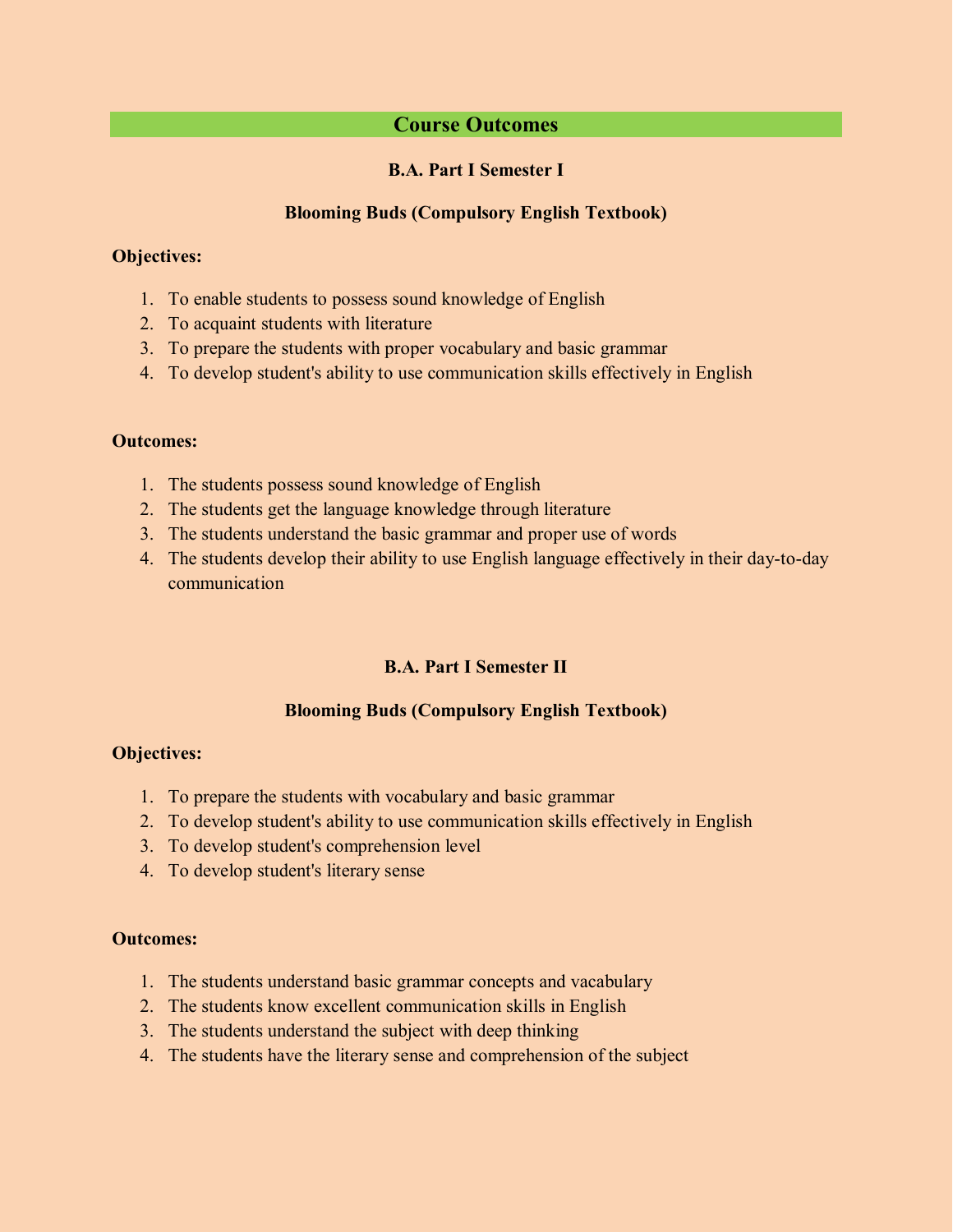# Course Outcomes

### B.A. Part I Semester I

### Blooming Buds (Compulsory English Textbook)

**Objectives:**

1. To enable students to possess sound knowledge of English
2. To acquaint students with literature
3. To prepare the students with proper vocabulary and basic grammar
4. To develop student's ability to use communication skills effectively in English

**Outcomes:**

1. The students possess sound knowledge of English
2. The students get the language knowledge through literature
3. The students understand the basic grammar and proper use of words
4. The students develop their ability to use English language effectively in their day-to-day communication

### B.A. Part I Semester II

### Blooming Buds (Compulsory English Textbook)

**Objectives:**

1. To prepare the students with vocabulary and basic grammar
2. To develop student's ability to use communication skills effectively in English
3. To develop student's comprehension level
4. To develop student's literary sense

**Outcomes:**

1. The students understand basic grammar concepts and vacabulary
2. The students know excellent communication skills in English
3. The students understand the subject with deep thinking
4. The students have the literary sense and comprehension of the subject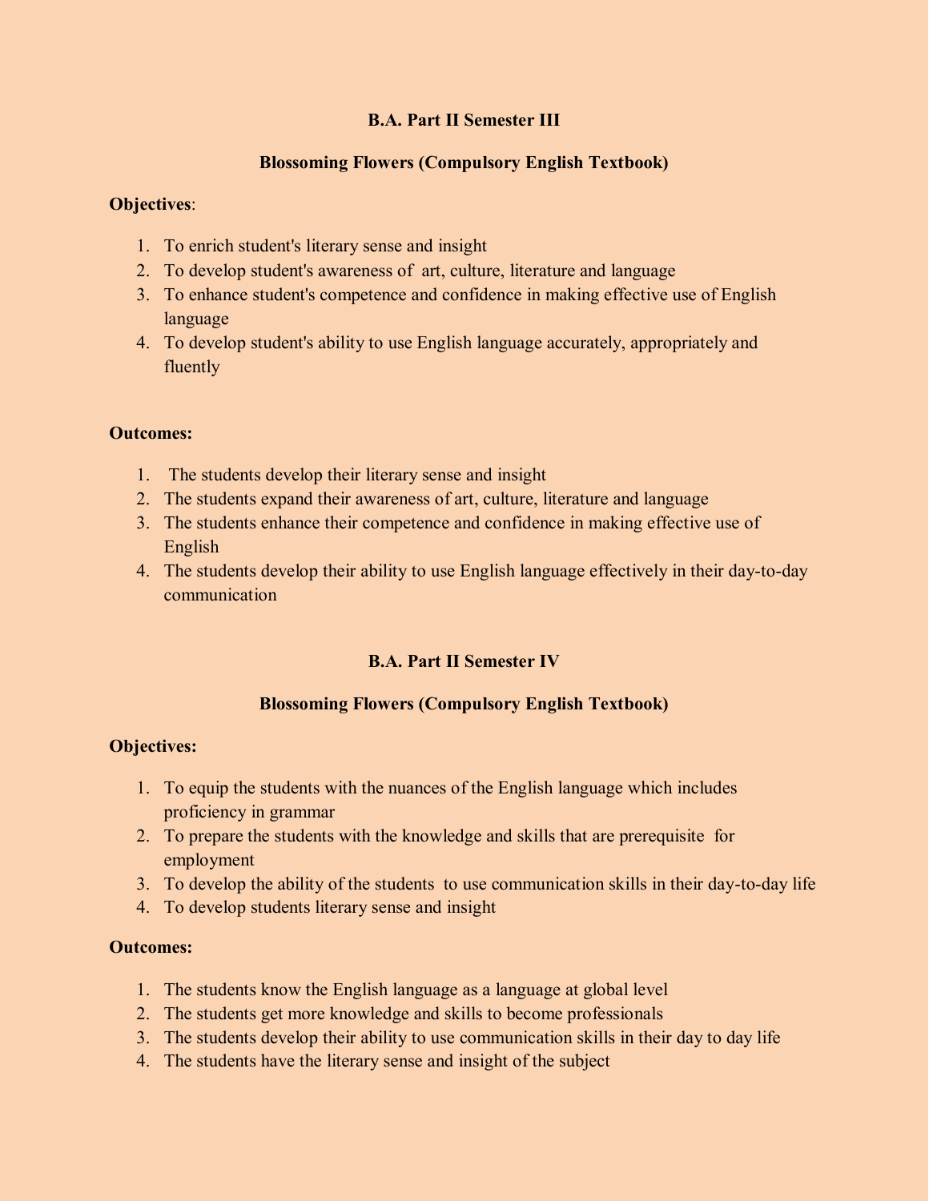## B.A. Part II Semester III

### Blossoming Flowers (Compulsory English Textbook)

**Objectives**:

1. To enrich student's literary sense and insight
2. To develop student's awareness of art, culture, literature and language
3. To enhance student's competence and confidence in making effective use of English language
4. To develop student's ability to use English language accurately, appropriately and fluently

**Outcomes:**

1. The students develop their literary sense and insight
2. The students expand their awareness of art, culture, literature and language
3. The students enhance their competence and confidence in making effective use of English
4. The students develop their ability to use English language effectively in their day-to-day communication

## B.A. Part II Semester IV

### Blossoming Flowers (Compulsory English Textbook)

**Objectives:**

1. To equip the students with the nuances of the English language which includes proficiency in grammar
2. To prepare the students with the knowledge and skills that are prerequisite for employment
3. To develop the ability of the students to use communication skills in their day-to-day life
4. To develop students literary sense and insight

**Outcomes:**

1. The students know the English language as a language at global level
2. The students get more knowledge and skills to become professionals
3. The students develop their ability to use communication skills in their day to day life
4. The students have the literary sense and insight of the subject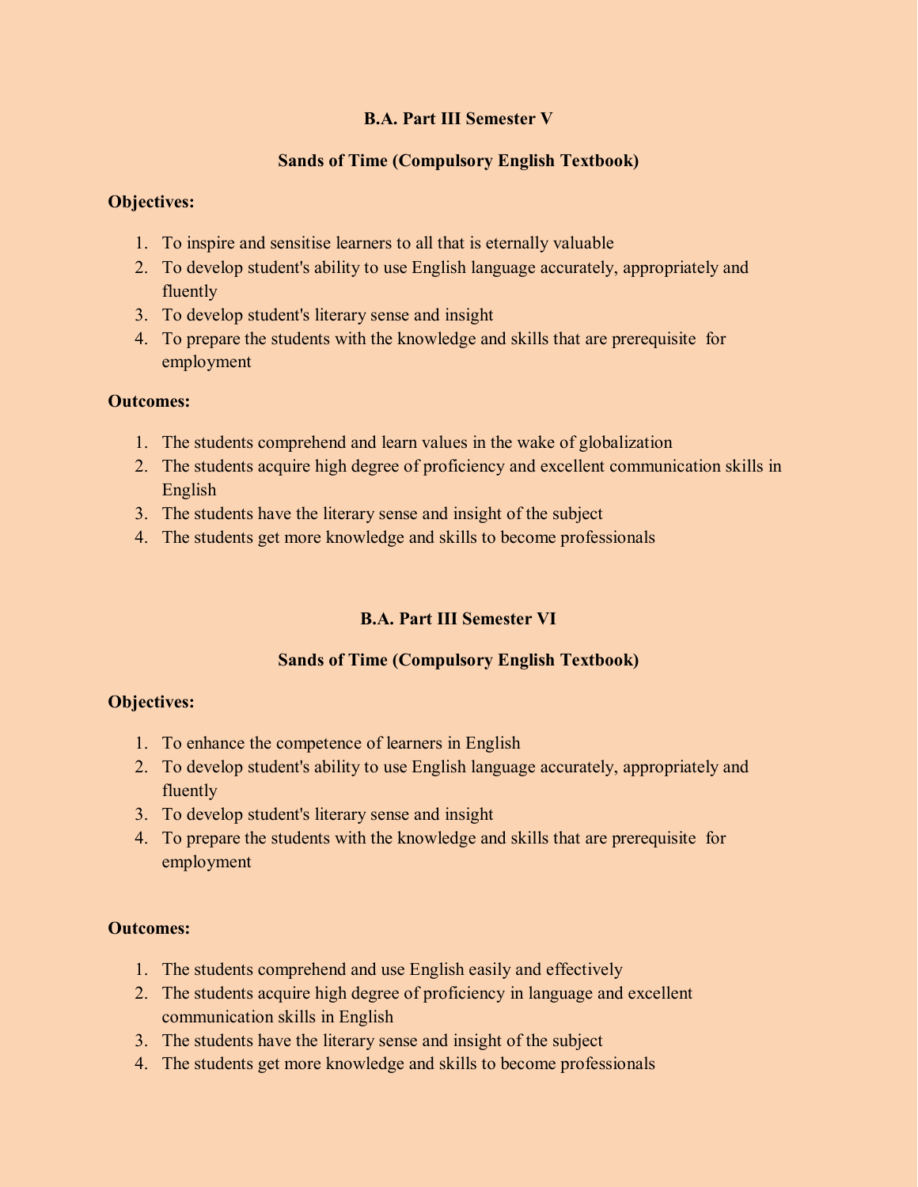## B.A. Part III Semester V

### Sands of Time (Compulsory English Textbook)

**Objectives:**

1. To inspire and sensitise learners to all that is eternally valuable
2. To develop student's ability to use English language accurately, appropriately and fluently
3. To develop student's literary sense and insight
4. To prepare the students with the knowledge and skills that are prerequisite for employment

**Outcomes:**

1. The students comprehend and learn values in the wake of globalization
2. The students acquire high degree of proficiency and excellent communication skills in English
3. The students have the literary sense and insight of the subject
4. The students get more knowledge and skills to become professionals

## B.A. Part III Semester VI

### Sands of Time (Compulsory English Textbook)

**Objectives:**

1. To enhance the competence of learners in English
2. To develop student's ability to use English language accurately, appropriately and fluently
3. To develop student's literary sense and insight
4. To prepare the students with the knowledge and skills that are prerequisite for employment

**Outcomes:**

1. The students comprehend and use English easily and effectively
2. The students acquire high degree of proficiency in language and excellent communication skills in English
3. The students have the literary sense and insight of the subject
4. The students get more knowledge and skills to become professionals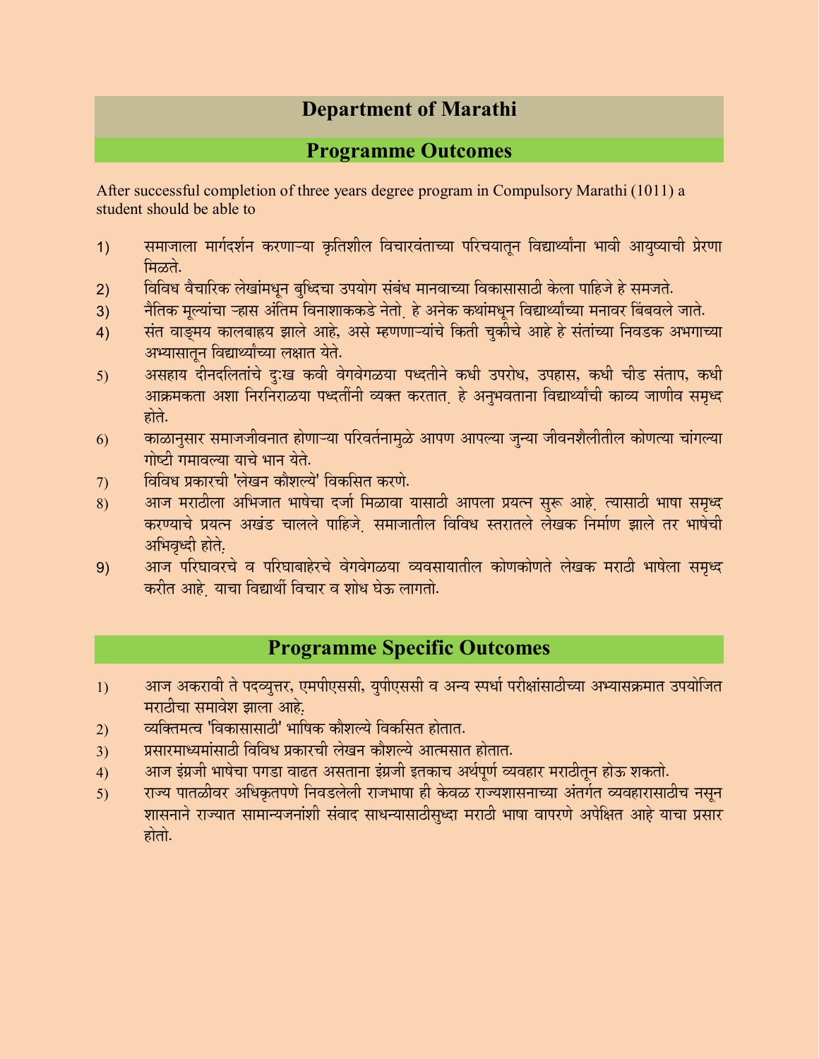# Department of Marathi

## Programme Outcomes

After successful completion of three years degree program in Compulsory Marathi (1011) a student should be able to

1) समाजाला मार्गदर्शन करणाऱ्या कृतिशील विचारवंताच्या परिचयातून विद्यार्थ्यांना भावी आयुष्याची प्रेरणा मिळते.
2) विविध वैचारिक लेखांमधून बुध्दिचा उपयोग संबंध मानवाच्या विकासासाठी केला पाहिजे हे समजते.
3) नैतिक मूल्यांचा ऱ्हास अंतिम विनाशाककडे नेतो. हे अनेक कथांमधून विद्यार्थ्यांच्या मनावर बिंबवले जाते.
4) संत वाङ्मय कालबाह्य झाले आहे, असे म्हणणाऱ्यांचे किती चुकीचे आहे हे संतांच्या निवडक अभगाच्या अभ्यासातून विद्यार्थ्यांच्या लक्षात येते.
5) असहाय दीनदलितांचे दुःख कवी वेगवेगळया पध्दतीने कधी उपरोध, उपहास, कधी चीड संताप, कधी आक्रमकता अशा निरनिराळया पध्दतींनी व्यक्त करतात. हे अनुभवताना विद्यार्थ्यांची काव्य जाणीव समृध्द होते.
6) काळानुसार समाजजीवनात होणाऱ्या परिवर्तनामुळे आपण आपल्या जुन्या जीवनशैलीतील कोणत्या चांगल्या गोष्टी गमावल्या याचे भान येते.
7) विविध प्रकारची 'लेखन कौशल्ये' विकसित करणे.
8) आज मराठीला अभिजात भाषेचा दर्जा मिळावा यासाठी आपला प्रयत्न सुरू आहे. त्यासाठी भाषा समृध्द करण्याचे प्रयत्न अखंड चालले पाहिजे. समाजातील विविध स्तरातले लेखक निर्माण झाले तर भाषेची अभिवृध्दी होते.
9) आज परिघावरचे व परिघाबाहेरचे वेगवेगळया व्यवसायातील कोणकोणते लेखक मराठी भाषेला समृध्द करीत आहे. याचा विद्यार्थी विचार व शोध घेऊ लागतो.

## Programme Specific Outcomes

1) आज अकरावी ते पदव्युत्तर, एमपीएससी, युपीएससी व अन्य स्पर्धा परीक्षांसाठीच्या अभ्यासक्रमात उपयोजित मराठीचा समावेश झाला आहे.
2) व्यक्तिमत्व 'विकासासाठी' भाषिक कौशल्ये विकसित होतात.
3) प्रसारमाध्यमांसाठी विविध प्रकारची लेखन कौशल्ये आत्मसात होतात.
4) आज इंग्रजी भाषेचा पगडा वाढत असताना इंग्रजी इतकाच अर्थपूर्ण व्यवहार मराठीतून होऊ शकतो.
5) राज्य पातळीवर अधिकृतपणे निवडलेली राजभाषा ही केवळ राज्यशासनाच्या अंतर्गत व्यवहारासाठीच नसून शासनाने राज्यात सामान्यजनांशी संवाद साधन्यासाठीसुध्दा मराठी भाषा वापरणे अपेक्षित आहे याचा प्रसार होतो.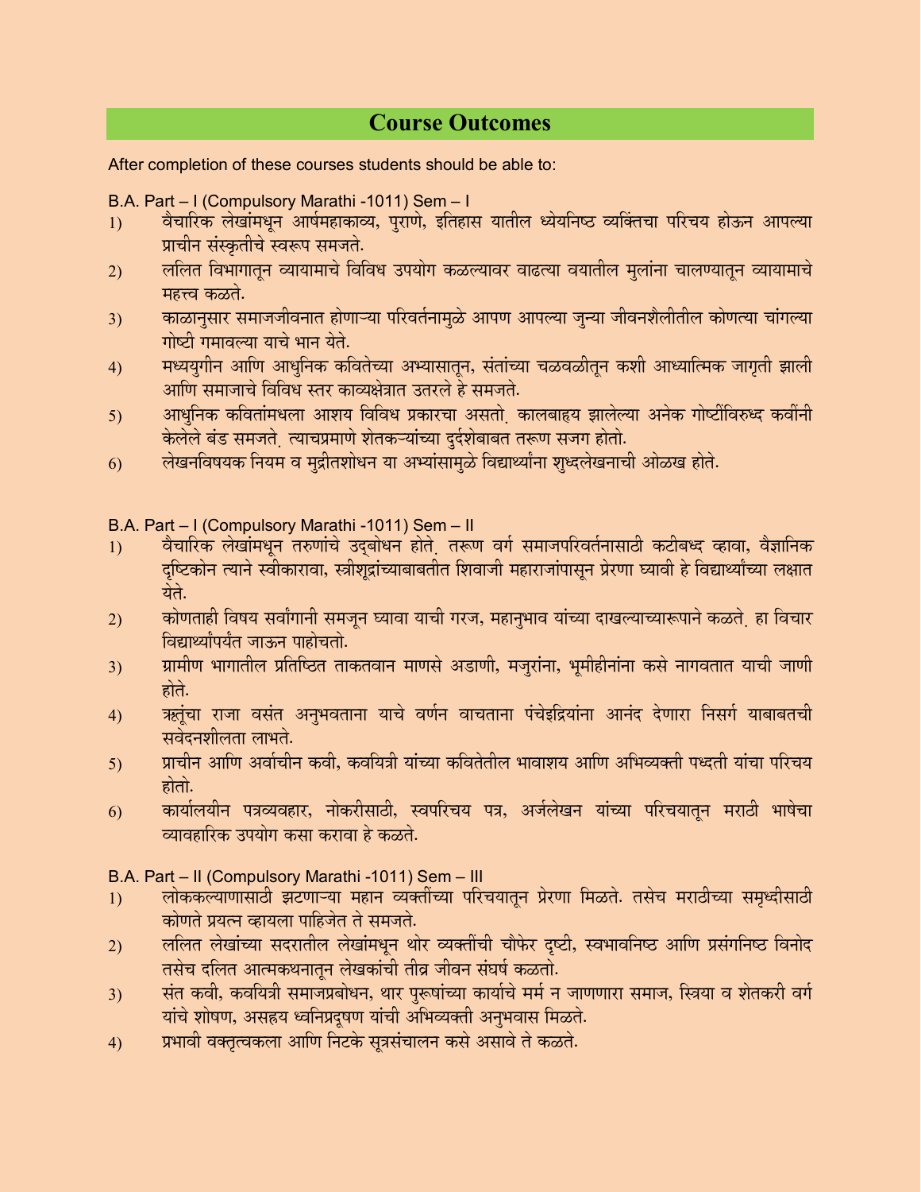## Course Outcomes

After completion of these courses students should be able to:

B.A. Part – I (Compulsory Marathi -1011) Sem – I

1) वैचारिक लेखांमधून आर्षमहाकाव्य, पुराणे, इतिहास यातील ध्येयनिष्ठ व्यक्तिंचा परिचय होऊन आपल्या प्राचीन संस्कृतीचे स्वरूप समजते.
2) ललित विभागातून व्यायामाचे विविध उपयोग कळल्यावर वाढत्या वयातील मुलांना चालण्यातून व्यायामाचे महत्त्व कळते.
3) काळानुसार समाजजीवनात होणाऱ्या परिवर्तनामुळे आपण आपल्या जुन्या जीवनशैलीतील कोणत्या चांगल्या गोष्टी गमावल्या याचे भान येते.
4) मध्ययुगीन आणि आधुनिक कवितेच्या अभ्यासातून, संतांच्या चळवळीतून कशी आध्यात्मिक जागृती झाली आणि समाजाचे विविध स्तर काव्यक्षेत्रात उतरले हे समजते.
5) आधुनिक कवितांमधला आशय विविध प्रकारचा असतो. कालबाह्य झालेल्या अनेक गोष्टींविरुध्द कवींनी केलेले बंड समजते. त्याचप्रमाणे शेतकऱ्यांच्या दुर्दशेबाबत तरूण सजग होतो.
6) लेखनविषयक नियम व मुद्रीतशोधन या अभ्यासांमुळे विद्यार्थ्यांना शुध्दलेखनाची ओळख होते.

B.A. Part – I (Compulsory Marathi -1011) Sem – II

1) वैचारिक लेखांमधून तरुणांचे उद्‌बोधन होते. तरूण वर्ग समाजपरिवर्तनासाठी कटीबध्द व्हावा, वैज्ञानिक दृष्टिकोन त्याने स्वीकारावा, स्त्रीशूद्रांच्याबाबतीत शिवाजी महाराजांपासून प्रेरणा घ्यावी हे विद्यार्थ्यांच्या लक्षात येते.
2) कोणताही विषय सर्वांगानी समजून घ्यावा याची गरज, महानुभाव यांच्या दाखल्याच्यारूपाने कळते. हा विचार विद्यार्थ्यांपर्यंत जाऊन पाहोचतो.
3) ग्रामीण भागातील प्रतिष्ठित ताकतवान माणसे अडाणी, मजुरांना, भूमीहीनांना कसे नागवतात याची जाणी होते.
4) ऋतूंचा राजा वसंत अनुभवताना याचे वर्णन वाचताना पंचेइद्रियांना आनंद देणारा निसर्ग याबाबतची सवेदनशीलता लाभते.
5) प्राचीन आणि अर्वाचीन कवी, कवयित्री यांच्या कवितेतील भावाशय आणि अभिव्यक्ती पध्दती यांचा परिचय होतो.
6) कार्यालयीन पत्रव्यवहार, नोकरीसाठी, स्वपरिचय पत्र, अर्जलेखन यांच्या परिचयातून मराठी भाषेचा व्यावहारिक उपयोग कसा करावा हे कळते.

B.A. Part – II (Compulsory Marathi -1011) Sem – III

1) लोककल्याणासाठी झटणाऱ्या महान व्यक्तींच्या परिचयातून प्रेरणा मिळते. तसेच मराठीच्या समृध्दीसाठी कोणते प्रयत्न व्हायला पाहिजेत ते समजते.
2) ललित लेखांच्या सदरातील लेखांमधून थोर व्यक्तींची चौफेर दृष्टी, स्वभावनिष्ठ आणि प्रसंगनिष्ठ विनोद तसेच दलित आत्मकथनातून लेखकांची तीव्र जीवन संघर्ष कळतो.
3) संत कवी, कवयित्री समाजप्रबोधन, थार पुरूषांच्या कार्याचे मर्म न जाणणारा समाज, स्त्रिया व शेतकरी वर्ग यांचे शोषण, असहय ध्वनिप्रदूषण यांची अभिव्यक्ती अनुभवास मिळते.
4) प्रभावी वक्तृत्वकला आणि निटके सूत्रसंचालन कसे असावे ते कळते.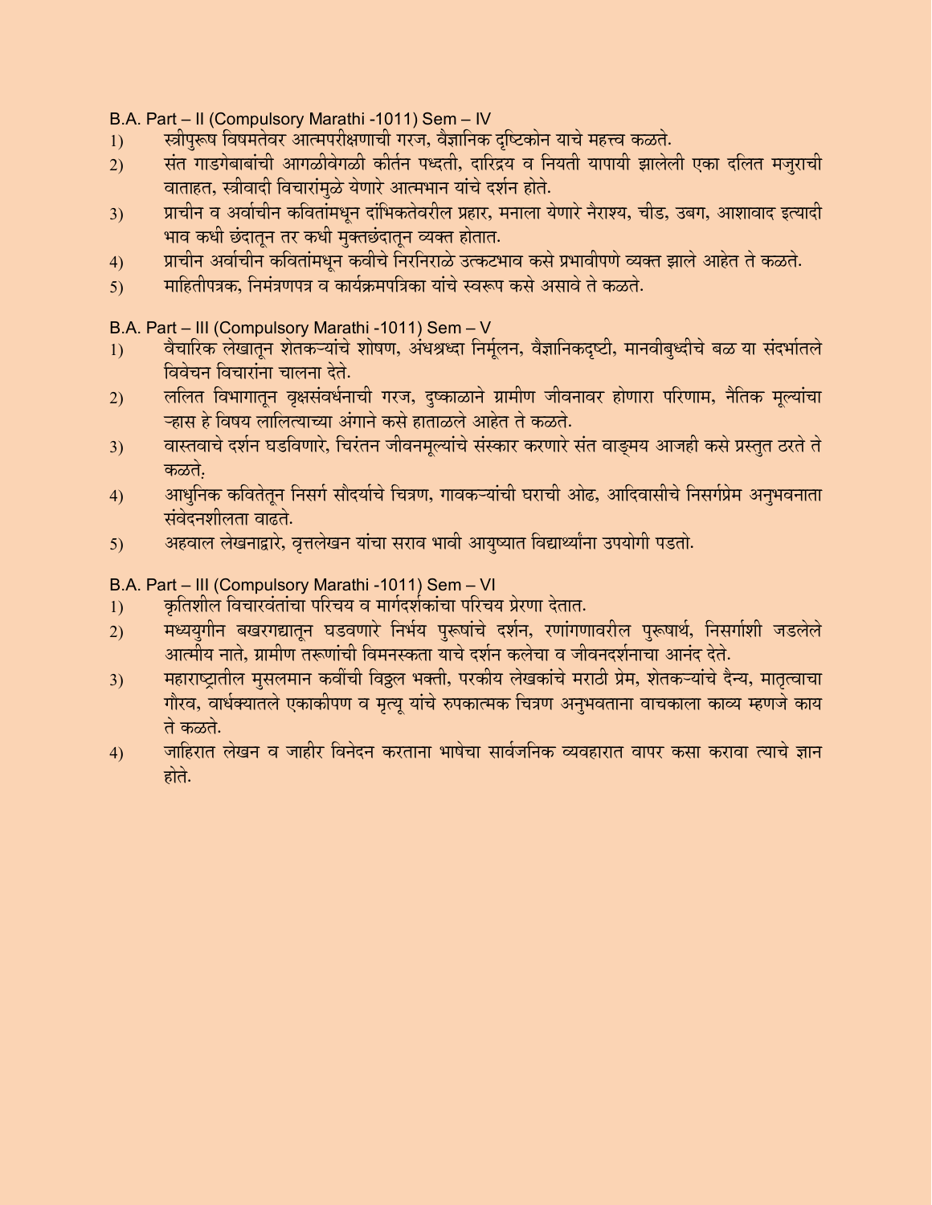B.A. Part – II (Compulsory Marathi -1011) Sem – IV

1) स्त्रीपुरूष विषमतेवर आत्मपरीक्षणाची गरज, वैज्ञानिक दृष्टिकोन याचे महत्त्व कळते.
2) संत गाडगेबाबांची आगळीवेगळी कीर्तन पध्दती, दारिद्रय व नियती यापायी झालेली एका दलित मजुराची वाताहत, स्त्रीवादी विचारांमुळे येणारे आत्मभान यांचे दर्शन होते.
3) प्राचीन व अर्वाचीन कवितांमधून दांभिकतेवरील प्रहार, मनाला येणारे नैराश्य, चीड, उबग, आशावाद इत्यादी भाव कधी छंदातून तर कधी मुक्तछंदातून व्यक्त होतात.
4) प्राचीन अर्वाचीन कवितांमधून कवीचे निरनिराळे उत्कटभाव कसे प्रभावीपणे व्यक्त झाले आहेत ते कळते.
5) माहितीपत्रक, निमंत्रणपत्र व कार्यक्रमपत्रिका यांचे स्वरूप कसे असावे ते कळते.

B.A. Part – III (Compulsory Marathi -1011) Sem – V

1) वैचारिक लेखातून शेतकऱ्यांचे शोषण, अंधश्रध्दा निर्मूलन, वैज्ञानिकदृष्टी, मानवीबुध्दीचे बळ या संदर्भातले विवेचन विचारांना चालना देते.
2) ललित विभागातून वृक्षसंवर्धनाची गरज, दुष्काळाने ग्रामीण जीवनावर होणारा परिणाम, नैतिक मूल्यांचा ऱ्हास हे विषय लालित्याच्या अंगाने कसे हाताळले आहेत ते कळते.
3) वास्तवाचे दर्शन घडविणारे, चिरंतन जीवनमूल्यांचे संस्कार करणारे संत वाङ्मय आजही कसे प्रस्तुत ठरते ते कळते.
4) आधुनिक कवितेतून निसर्ग सौदर्याचे चित्रण, गावकऱ्यांची घराची ओढ, आदिवासीचे निसर्गप्रेम अनुभवनाता संवेदनशीलता वाढते.
5) अहवाल लेखनाद्वारे, वृत्तलेखन यांचा सराव भावी आयुष्यात विद्यार्थ्यांना उपयोगी पडतो.

B.A. Part – III (Compulsory Marathi -1011) Sem – VI

1) कृतिशील विचारवंतांचा परिचय व मार्गदर्शकांचा परिचय प्रेरणा देतात.
2) मध्ययुगीन बखरगद्यातून घडवणारे निर्भय पुरूषांचे दर्शन, रणांगणावरील पुरूषार्थ, निसर्गाशी जडलेले आत्मीय नाते, ग्रामीण तरूणांची विमनस्कता याचे दर्शन कलेचा व जीवनदर्शनाचा आनंद देते.
3) महाराष्ट्रातील मुसलमान कवींची विठ्ठल भक्ती, परकीय लेखकांचे मराठी प्रेम, शेतकऱ्यांचे दैन्य, मातृत्वाचा गौरव, वार्धक्यातले एकाकीपण व मृत्यू यांचे रुपकात्मक चित्रण अनुभवताना वाचकाला काव्य म्हणजे काय ते कळते.
4) जाहिरात लेखन व जाहीर विनेदन करताना भाषेचा सार्वजनिक व्यवहारात वापर कसा करावा त्याचे ज्ञान होते.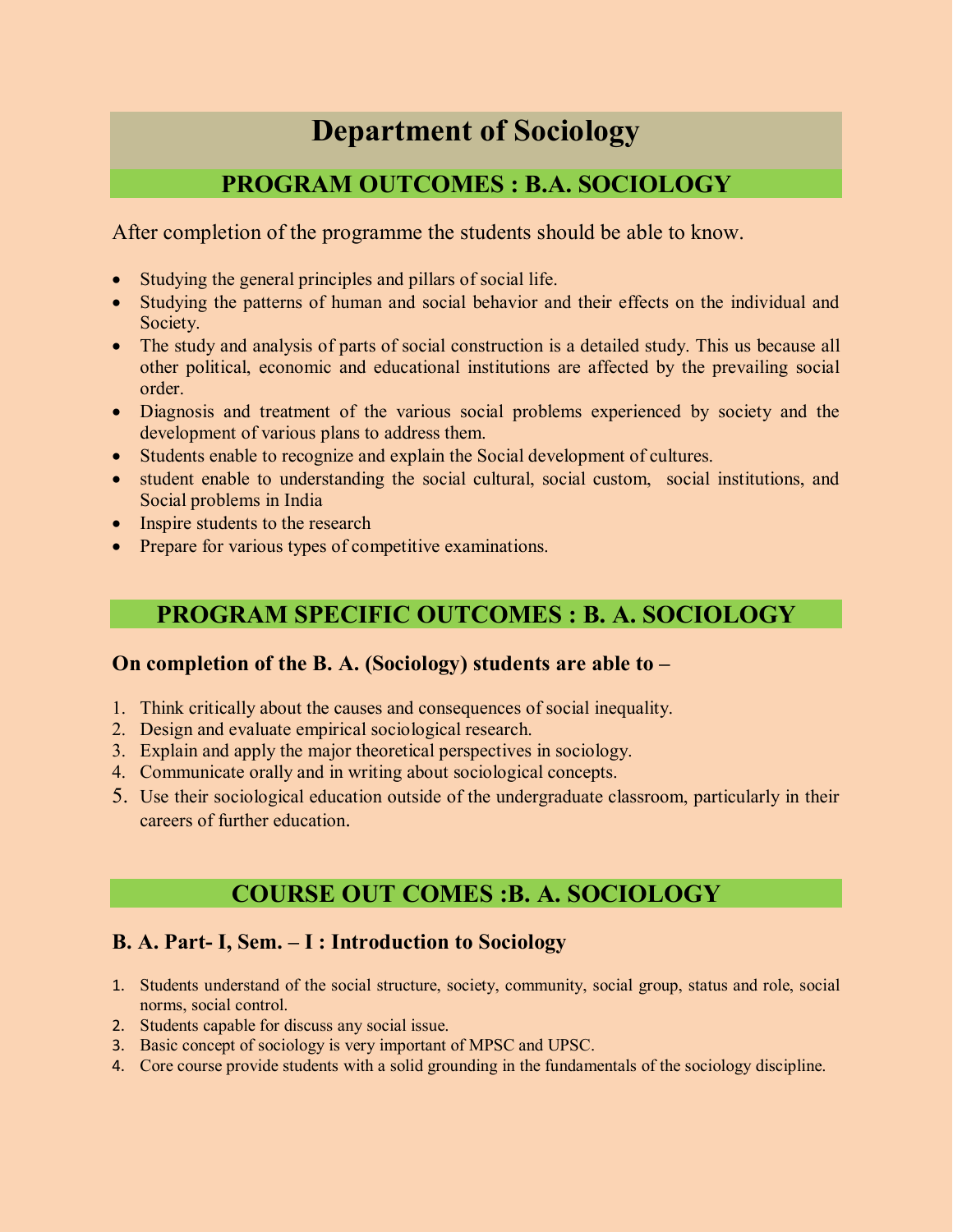# Department of Sociology

## PROGRAM OUTCOMES : B.A. SOCIOLOGY

After completion of the programme the students should be able to know.

- Studying the general principles and pillars of social life.
- Studying the patterns of human and social behavior and their effects on the individual and Society.
- The study and analysis of parts of social construction is a detailed study. This us because all other political, economic and educational institutions are affected by the prevailing social order.
- Diagnosis and treatment of the various social problems experienced by society and the development of various plans to address them.
- Students enable to recognize and explain the Social development of cultures.
- student enable to understanding the social cultural, social custom, social institutions, and Social problems in India
- Inspire students to the research
- Prepare for various types of competitive examinations.

## PROGRAM SPECIFIC OUTCOMES : B. A. SOCIOLOGY

### On completion of the B. A. (Sociology) students are able to –

1. Think critically about the causes and consequences of social inequality.
2. Design and evaluate empirical sociological research.
3. Explain and apply the major theoretical perspectives in sociology.
4. Communicate orally and in writing about sociological concepts.
5. Use their sociological education outside of the undergraduate classroom, particularly in their careers of further education.

## COURSE OUT COMES :B. A. SOCIOLOGY

### B. A. Part- I, Sem. – I : Introduction to Sociology

1. Students understand of the social structure, society, community, social group, status and role, social norms, social control.
2. Students capable for discuss any social issue.
3. Basic concept of sociology is very important of MPSC and UPSC.
4. Core course provide students with a solid grounding in the fundamentals of the sociology discipline.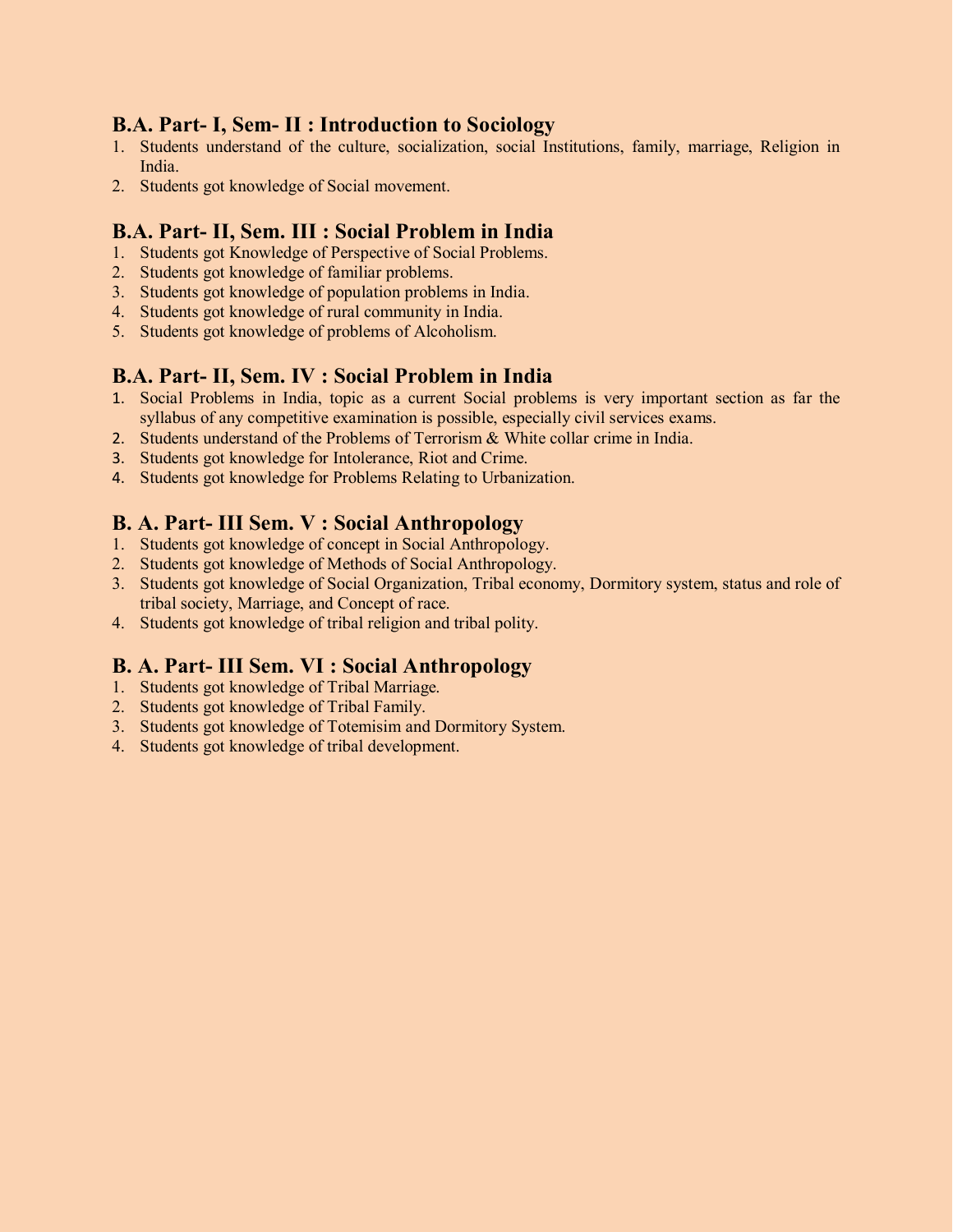## B.A. Part- I, Sem- II : Introduction to Sociology

1. Students understand of the culture, socialization, social Institutions, family, marriage, Religion in India.
2. Students got knowledge of Social movement.

## B.A. Part- II, Sem. III : Social Problem in India

1. Students got Knowledge of Perspective of Social Problems.
2. Students got knowledge of familiar problems.
3. Students got knowledge of population problems in India.
4. Students got knowledge of rural community in India.
5. Students got knowledge of problems of Alcoholism.

## B.A. Part- II, Sem. IV : Social Problem in India

1. Social Problems in India, topic as a current Social problems is very important section as far the syllabus of any competitive examination is possible, especially civil services exams.
2. Students understand of the Problems of Terrorism & White collar crime in India.
3. Students got knowledge for Intolerance, Riot and Crime.
4. Students got knowledge for Problems Relating to Urbanization.

## B. A. Part- III Sem. V : Social Anthropology

1. Students got knowledge of concept in Social Anthropology.
2. Students got knowledge of Methods of Social Anthropology.
3. Students got knowledge of Social Organization, Tribal economy, Dormitory system, status and role of tribal society, Marriage, and Concept of race.
4. Students got knowledge of tribal religion and tribal polity.

## B. A. Part- III Sem. VI : Social Anthropology

1. Students got knowledge of Tribal Marriage.
2. Students got knowledge of Tribal Family.
3. Students got knowledge of Totemisim and Dormitory System.
4. Students got knowledge of tribal development.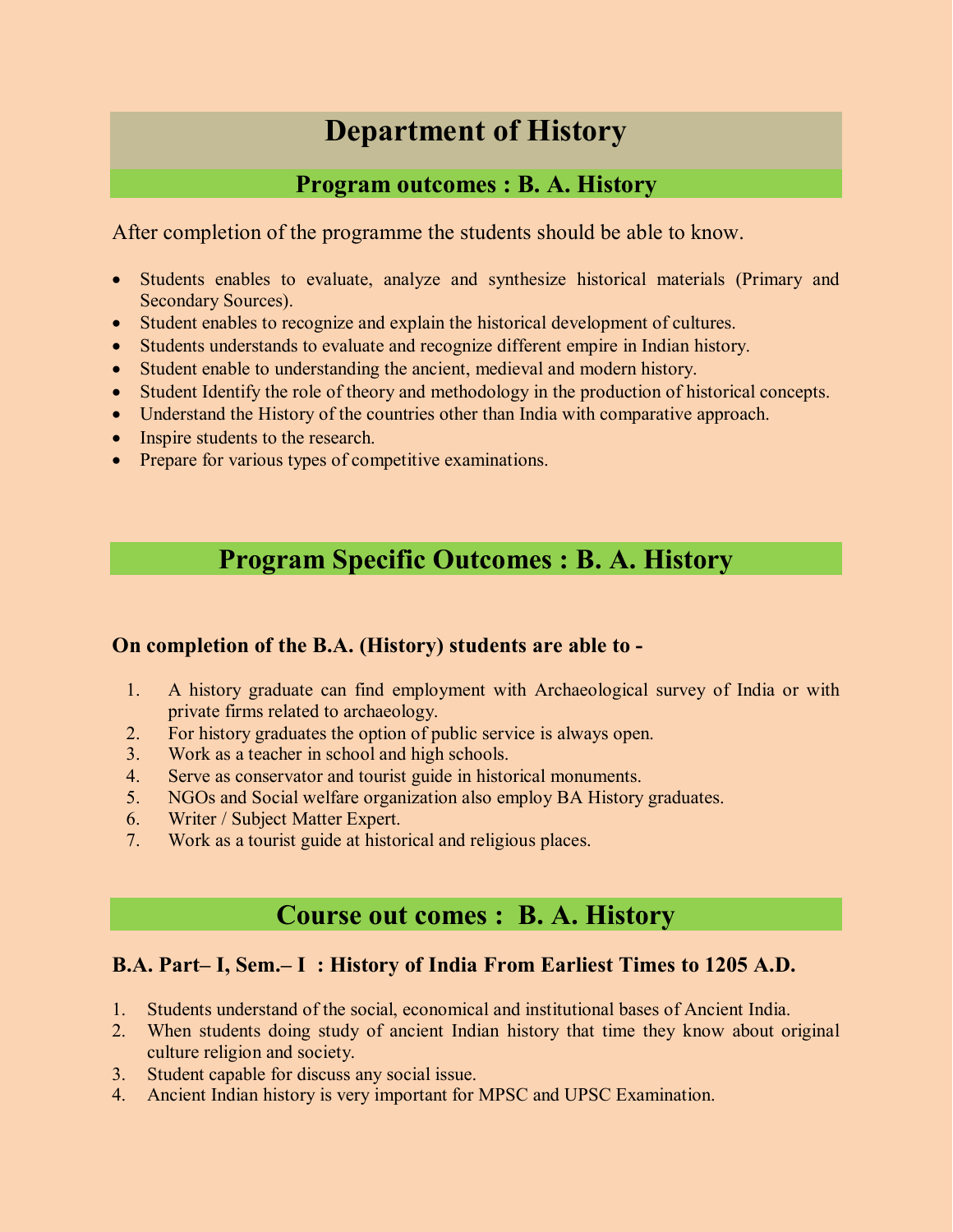# Department of History

## Program outcomes : B. A. History

After completion of the programme the students should be able to know.

- Students enables to evaluate, analyze and synthesize historical materials (Primary and Secondary Sources).
- Student enables to recognize and explain the historical development of cultures.
- Students understands to evaluate and recognize different empire in Indian history.
- Student enable to understanding the ancient, medieval and modern history.
- Student Identify the role of theory and methodology in the production of historical concepts.
- Understand the History of the countries other than India with comparative approach.
- Inspire students to the research.
- Prepare for various types of competitive examinations.

## Program Specific Outcomes : B. A. History

**On completion of the B.A. (History) students are able to -**

1. A history graduate can find employment with Archaeological survey of India or with private firms related to archaeology.
2. For history graduates the option of public service is always open.
3. Work as a teacher in school and high schools.
4. Serve as conservator and tourist guide in historical monuments.
5. NGOs and Social welfare organization also employ BA History graduates.
6. Writer / Subject Matter Expert.
7. Work as a tourist guide at historical and religious places.

## Course out comes : B. A. History

### B.A. Part– I, Sem.– I : History of India From Earliest Times to 1205 A.D.

1. Students understand of the social, economical and institutional bases of Ancient India.
2. When students doing study of ancient Indian history that time they know about original culture religion and society.
3. Student capable for discuss any social issue.
4. Ancient Indian history is very important for MPSC and UPSC Examination.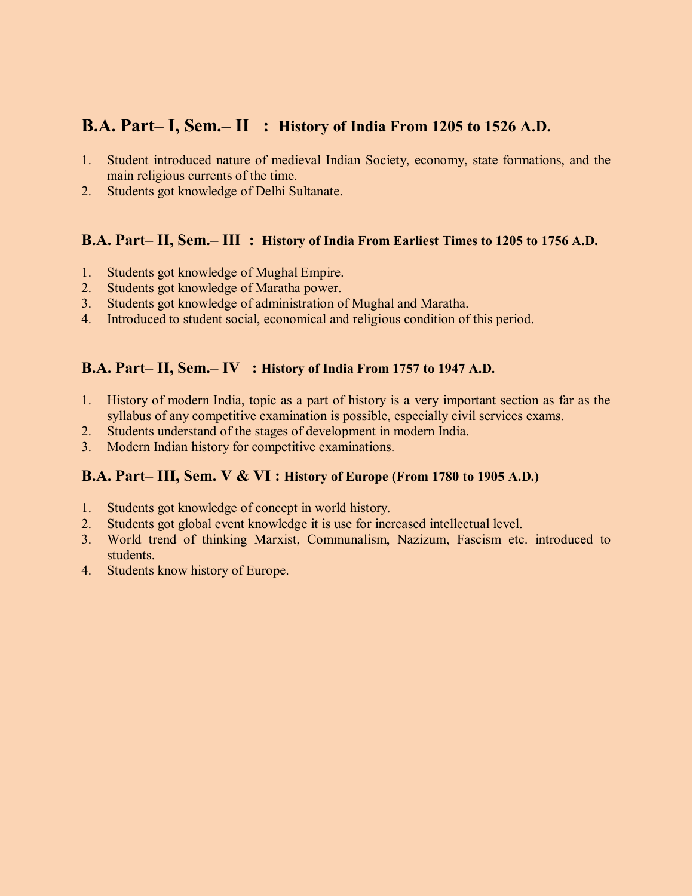## B.A. Part– I, Sem.– II : History of India From 1205 to 1526 A.D.

1. Student introduced nature of medieval Indian Society, economy, state formations, and the main religious currents of the time.
2. Students got knowledge of Delhi Sultanate.

## B.A. Part– II, Sem.– III : History of India From Earliest Times to 1205 to 1756 A.D.

1. Students got knowledge of Mughal Empire.
2. Students got knowledge of Maratha power.
3. Students got knowledge of administration of Mughal and Maratha.
4. Introduced to student social, economical and religious condition of this period.

## B.A. Part– II, Sem.– IV : History of India From 1757 to 1947 A.D.

1. History of modern India, topic as a part of history is a very important section as far as the syllabus of any competitive examination is possible, especially civil services exams.
2. Students understand of the stages of development in modern India.
3. Modern Indian history for competitive examinations.

## B.A. Part– III, Sem. V & VI : History of Europe (From 1780 to 1905 A.D.)

1. Students got knowledge of concept in world history.
2. Students got global event knowledge it is use for increased intellectual level.
3. World trend of thinking Marxist, Communalism, Nazizum, Fascism etc. introduced to students.
4. Students know history of Europe.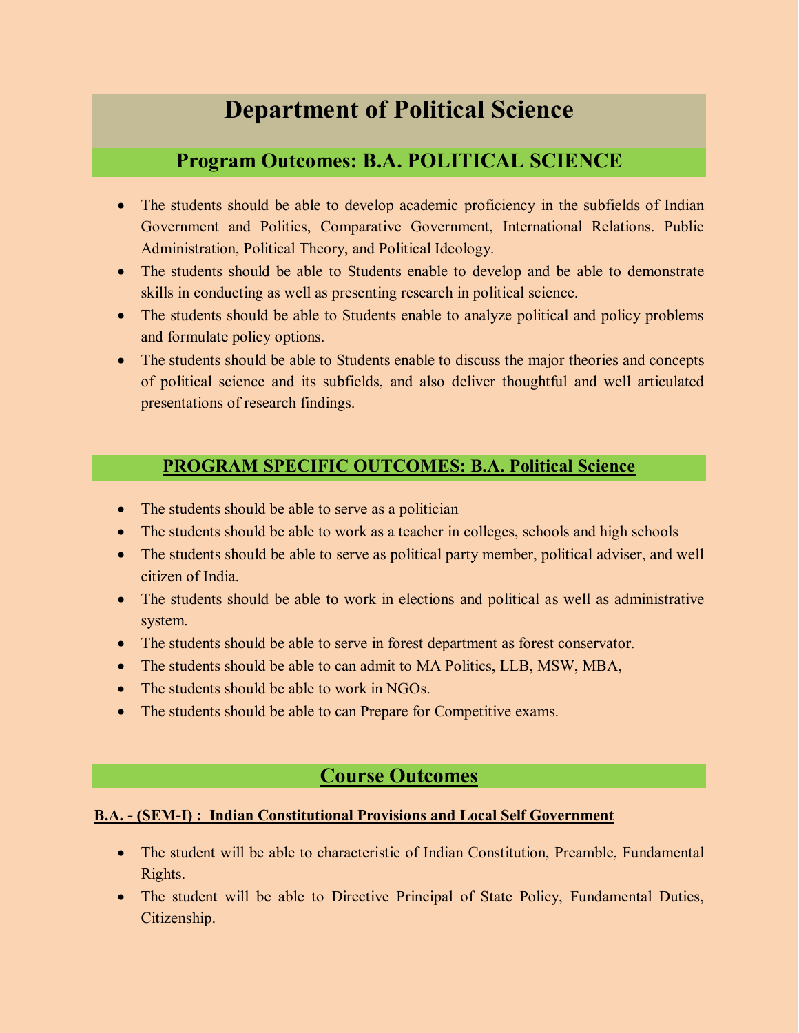# Department of Political Science

## Program Outcomes: B.A. POLITICAL SCIENCE

- The students should be able to develop academic proficiency in the subfields of Indian Government and Politics, Comparative Government, International Relations. Public Administration, Political Theory, and Political Ideology.
- The students should be able to Students enable to develop and be able to demonstrate skills in conducting as well as presenting research in political science.
- The students should be able to Students enable to analyze political and policy problems and formulate policy options.
- The students should be able to Students enable to discuss the major theories and concepts of political science and its subfields, and also deliver thoughtful and well articulated presentations of research findings.

## PROGRAM SPECIFIC OUTCOMES: B.A. Political Science

- The students should be able to serve as a politician
- The students should be able to work as a teacher in colleges, schools and high schools
- The students should be able to serve as political party member, political adviser, and well citizen of India.
- The students should be able to work in elections and political as well as administrative system.
- The students should be able to serve in forest department as forest conservator.
- The students should be able to can admit to MA Politics, LLB, MSW, MBA,
- The students should be able to work in NGOs.
- The students should be able to can Prepare for Competitive exams.

## Course Outcomes

### B.A. - (SEM-I) : Indian Constitutional Provisions and Local Self Government

- The student will be able to characteristic of Indian Constitution, Preamble, Fundamental Rights.
- The student will be able to Directive Principal of State Policy, Fundamental Duties, Citizenship.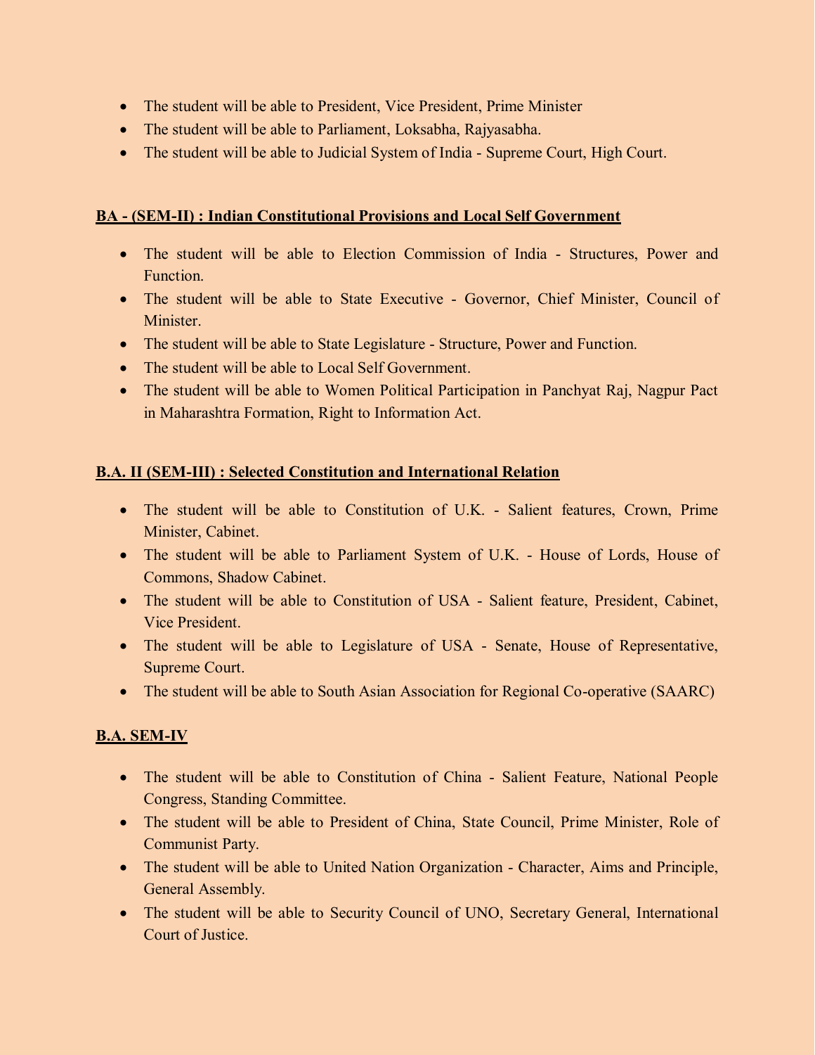- The student will be able to President, Vice President, Prime Minister
- The student will be able to Parliament, Loksabha, Rajyasabha.
- The student will be able to Judicial System of India - Supreme Court, High Court.

**BA - (SEM-II) : Indian Constitutional Provisions and Local Self Government**

- The student will be able to Election Commission of India - Structures, Power and Function.
- The student will be able to State Executive - Governor, Chief Minister, Council of Minister.
- The student will be able to State Legislature - Structure, Power and Function.
- The student will be able to Local Self Government.
- The student will be able to Women Political Participation in Panchyat Raj, Nagpur Pact in Maharashtra Formation, Right to Information Act.

**B.A. II (SEM-III) : Selected Constitution and International Relation**

- The student will be able to Constitution of U.K. - Salient features, Crown, Prime Minister, Cabinet.
- The student will be able to Parliament System of U.K. - House of Lords, House of Commons, Shadow Cabinet.
- The student will be able to Constitution of USA - Salient feature, President, Cabinet, Vice President.
- The student will be able to Legislature of USA - Senate, House of Representative, Supreme Court.
- The student will be able to South Asian Association for Regional Co-operative (SAARC)

**B.A. SEM-IV**

- The student will be able to Constitution of China - Salient Feature, National People Congress, Standing Committee.
- The student will be able to President of China, State Council, Prime Minister, Role of Communist Party.
- The student will be able to United Nation Organization - Character, Aims and Principle, General Assembly.
- The student will be able to Security Council of UNO, Secretary General, International Court of Justice.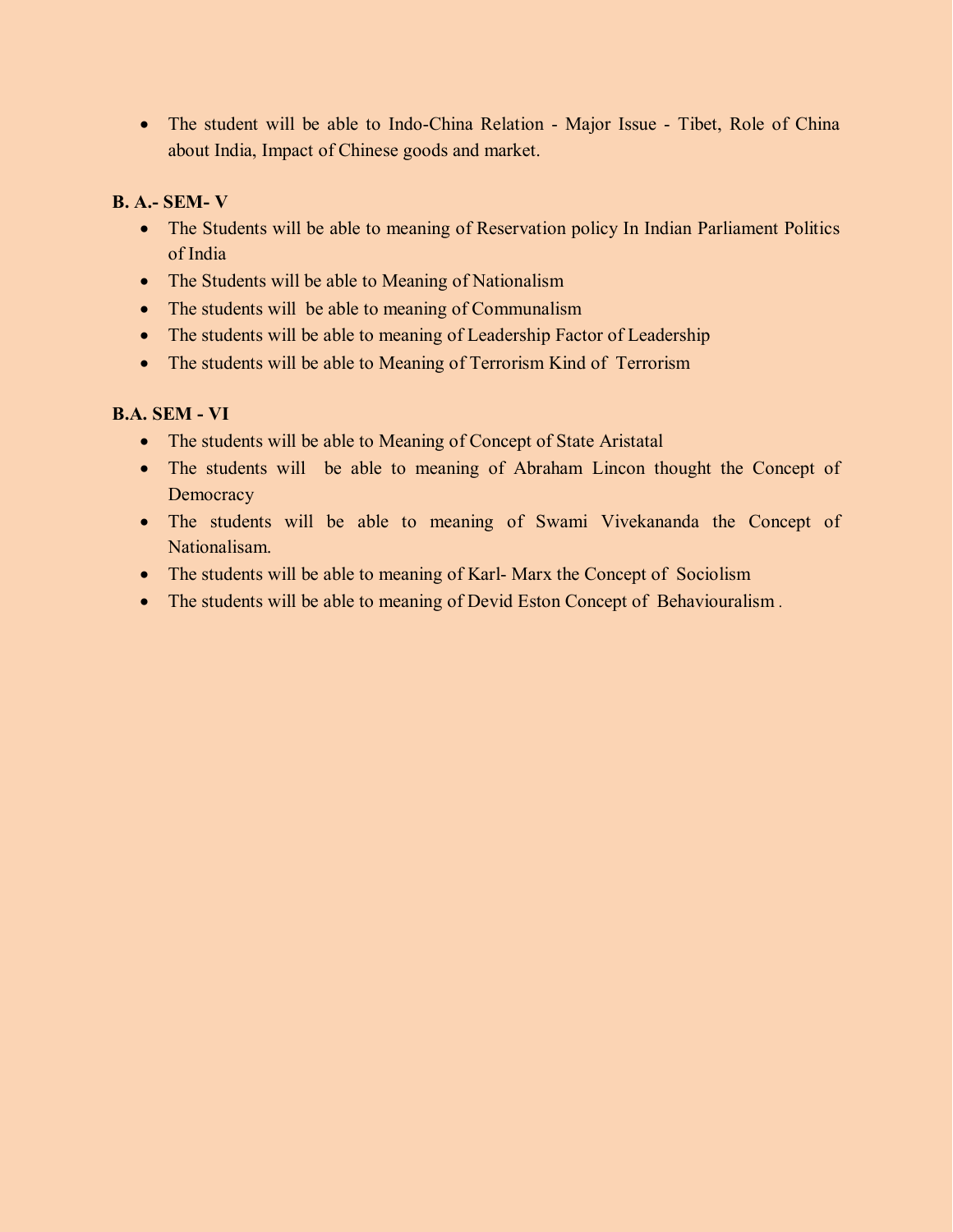- The student will be able to Indo-China Relation - Major Issue - Tibet, Role of China about India, Impact of Chinese goods and market.

**B. A.- SEM- V**

- The Students will be able to meaning of Reservation policy In Indian Parliament Politics of India
- The Students will be able to Meaning of Nationalism
- The students will be able to meaning of Communalism
- The students will be able to meaning of Leadership Factor of Leadership
- The students will be able to Meaning of Terrorism Kind of Terrorism

**B.A. SEM - VI**

- The students will be able to Meaning of Concept of State Aristatal
- The students will be able to meaning of Abraham Lincon thought the Concept of Democracy
- The students will be able to meaning of Swami Vivekananda the Concept of Nationalisam.
- The students will be able to meaning of Karl- Marx the Concept of Sociolism
- The students will be able to meaning of Devid Eston Concept of Behaviouralism .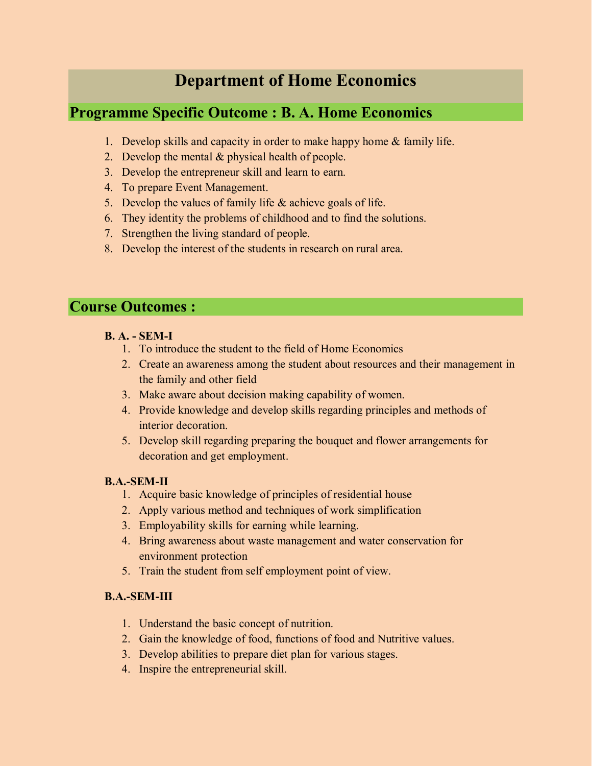# Department of Home Economics

## Programme Specific Outcome : B. A. Home Economics

1. Develop skills and capacity in order to make happy home & family life.
2. Develop the mental & physical health of people.
3. Develop the entrepreneur skill and learn to earn.
4. To prepare Event Management.
5. Develop the values of family life & achieve goals of life.
6. They identity the problems of childhood and to find the solutions.
7. Strengthen the living standard of people.
8. Develop the interest of the students in research on rural area.

## Course Outcomes :

**B. A. - SEM-I**

1. To introduce the student to the field of Home Economics
2. Create an awareness among the student about resources and their management in the family and other field
3. Make aware about decision making capability of women.
4. Provide knowledge and develop skills regarding principles and methods of interior decoration.
5. Develop skill regarding preparing the bouquet and flower arrangements for decoration and get employment.

**B.A.-SEM-II**

1. Acquire basic knowledge of principles of residential house
2. Apply various method and techniques of work simplification
3. Employability skills for earning while learning.
4. Bring awareness about waste management and water conservation for environment protection
5. Train the student from self employment point of view.

**B.A.-SEM-III**

1. Understand the basic concept of nutrition.
2. Gain the knowledge of food, functions of food and Nutritive values.
3. Develop abilities to prepare diet plan for various stages.
4. Inspire the entrepreneurial skill.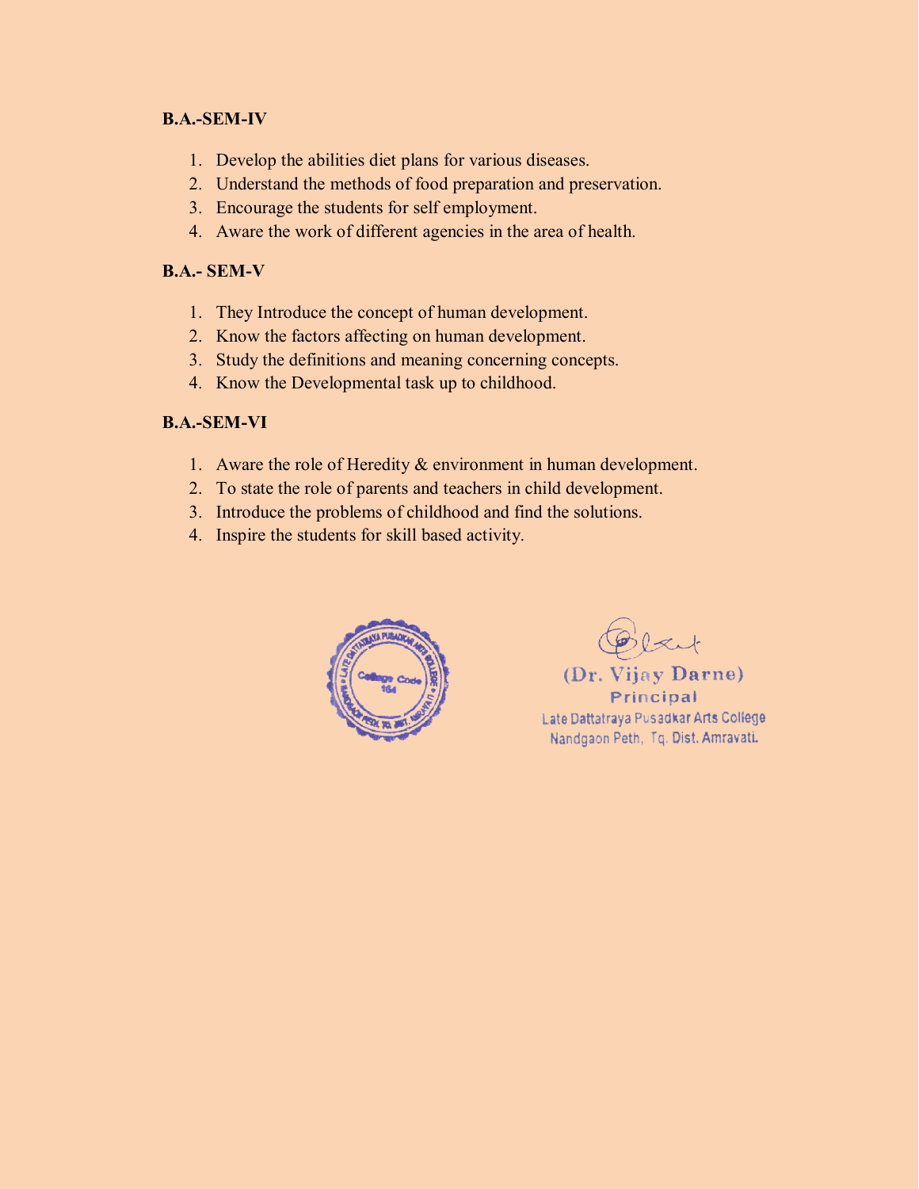**B.A.-SEM-IV**

1. Develop the abilities diet plans for various diseases.
2. Understand the methods of food preparation and preservation.
3. Encourage the students for self employment.
4. Aware the work of different agencies in the area of health.

**B.A.- SEM-V**

1. They Introduce the concept of human development.
2. Know the factors affecting on human development.
3. Study the definitions and meaning concerning concepts.
4. Know the Developmental task up to childhood.

**B.A.-SEM-VI**

1. Aware the role of Heredity & environment in human development.
2. To state the role of parents and teachers in child development.
3. Introduce the problems of childhood and find the solutions.
4. Inspire the students for skill based activity.

(Dr. Vijay Darne)
Principal
Late Dattatraya Pusadkar Arts College
Nandgaon Peth, Tq. Dist. Amravati.